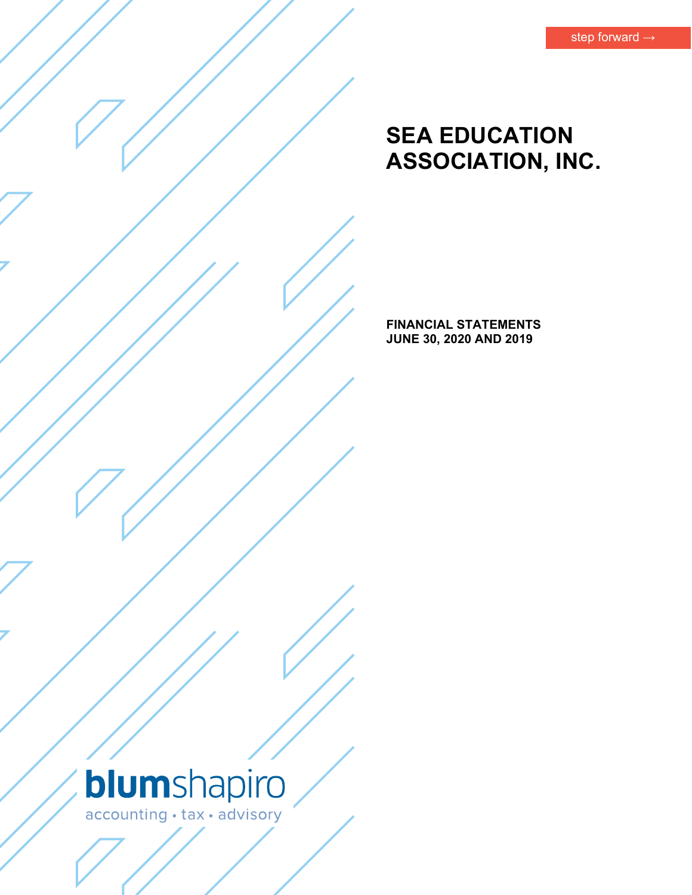step forward →

# SEA EDUCATION ASSOCIATION, INC.

**FINANCIAL STATEMENTS**
**JUNE 30, 2020 AND 2019**

blumshapiro
accounting • tax • advisory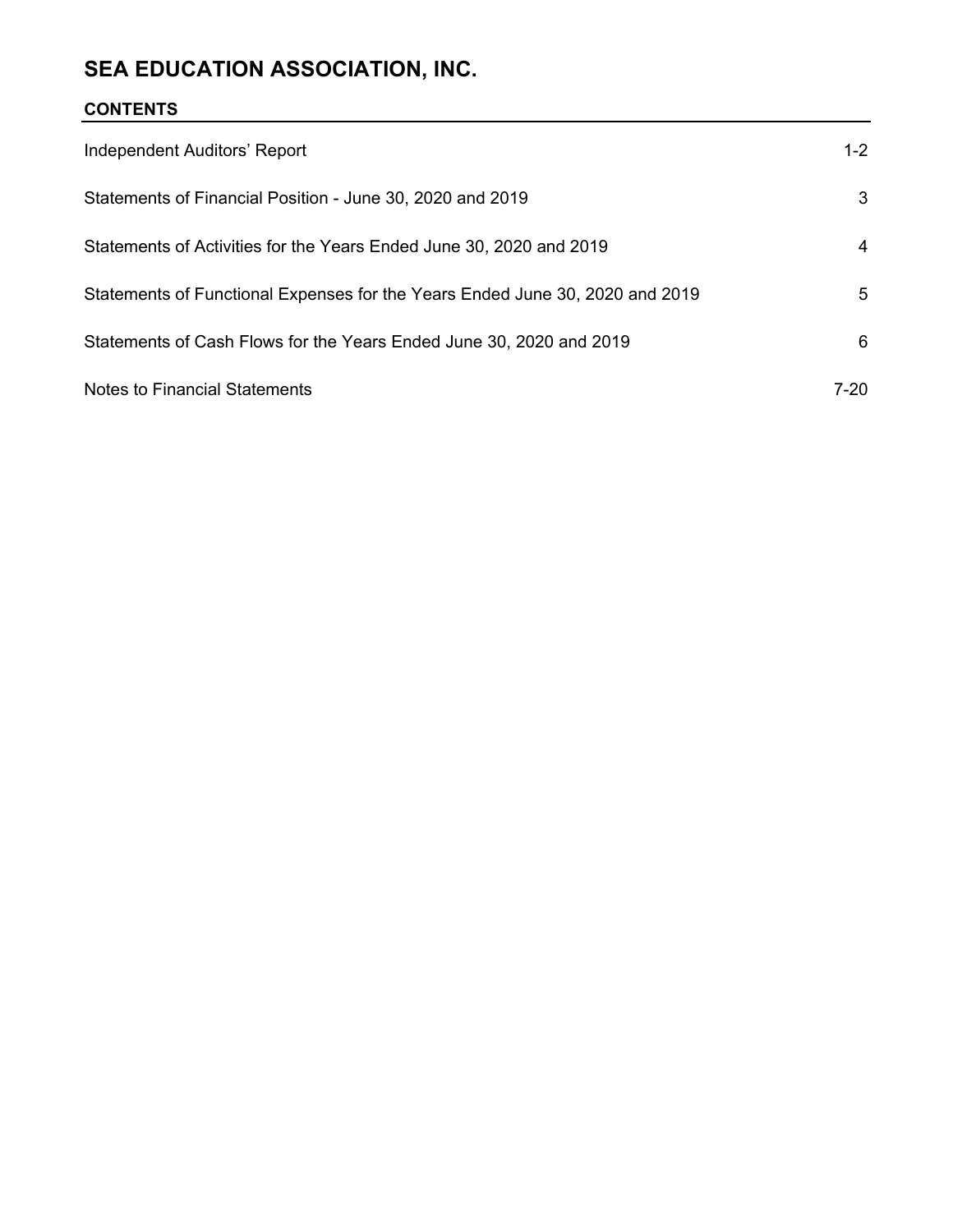# SEA EDUCATION ASSOCIATION, INC.

## CONTENTS

| | |
|---|---|
| Independent Auditors' Report | 1-2 |
| Statements of Financial Position - June 30, 2020 and 2019 | 3 |
| Statements of Activities for the Years Ended June 30, 2020 and 2019 | 4 |
| Statements of Functional Expenses for the Years Ended June 30, 2020 and 2019 | 5 |
| Statements of Cash Flows for the Years Ended June 30, 2020 and 2019 | 6 |
| Notes to Financial Statements | 7-20 |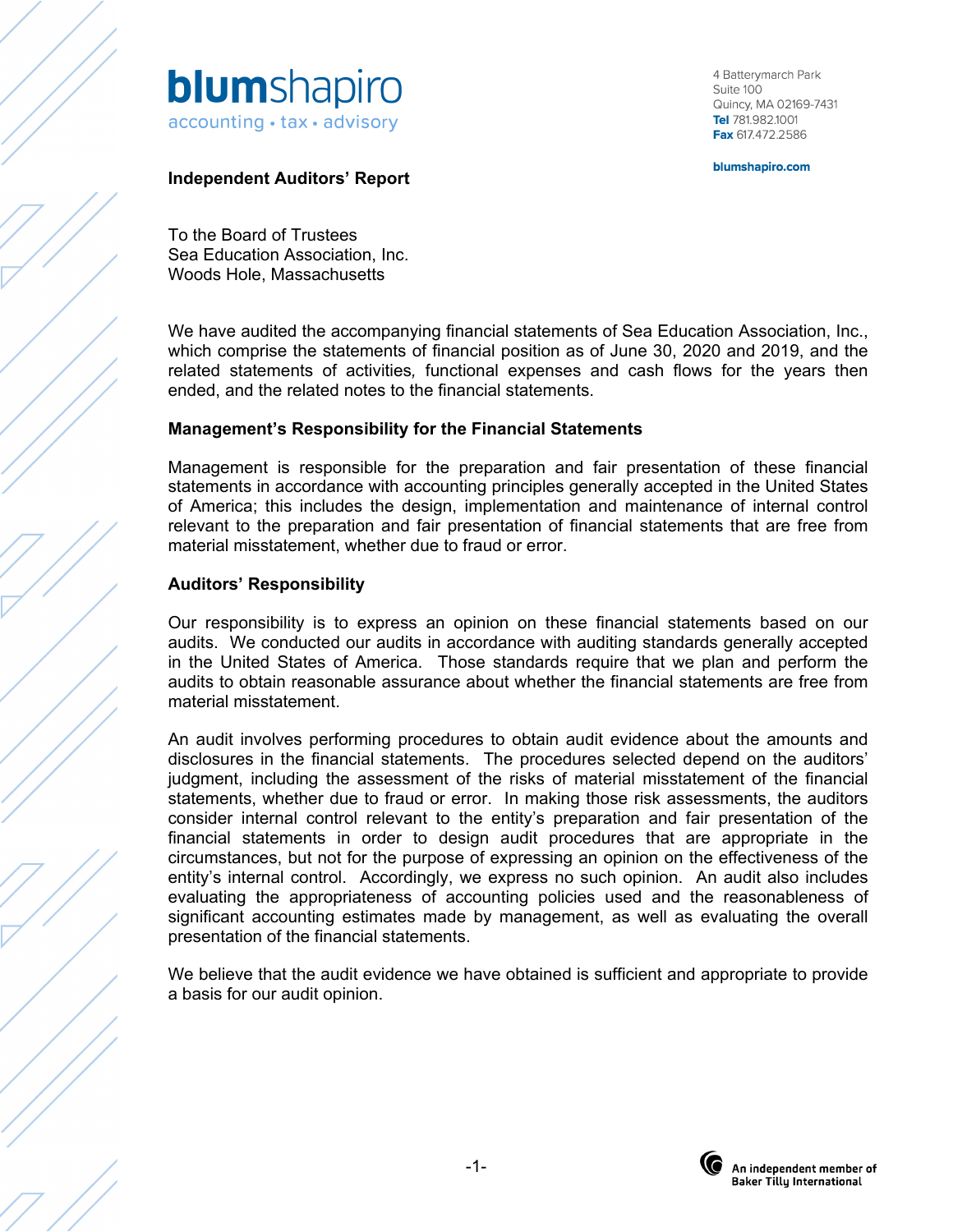blumshapiro
accounting • tax • advisory

4 Batterymarch Park
Suite 100
Quincy, MA 02169-7431
**Tel** 781.982.1001
**Fax** 617.472.2586

blumshapiro.com

## Independent Auditors' Report

To the Board of Trustees
Sea Education Association, Inc.
Woods Hole, Massachusetts

We have audited the accompanying financial statements of Sea Education Association, Inc., which comprise the statements of financial position as of June 30, 2020 and 2019, and the related statements of activities, functional expenses and cash flows for the years then ended, and the related notes to the financial statements.

### Management's Responsibility for the Financial Statements

Management is responsible for the preparation and fair presentation of these financial statements in accordance with accounting principles generally accepted in the United States of America; this includes the design, implementation and maintenance of internal control relevant to the preparation and fair presentation of financial statements that are free from material misstatement, whether due to fraud or error.

### Auditors' Responsibility

Our responsibility is to express an opinion on these financial statements based on our audits. We conducted our audits in accordance with auditing standards generally accepted in the United States of America. Those standards require that we plan and perform the audits to obtain reasonable assurance about whether the financial statements are free from material misstatement.

An audit involves performing procedures to obtain audit evidence about the amounts and disclosures in the financial statements. The procedures selected depend on the auditors' judgment, including the assessment of the risks of material misstatement of the financial statements, whether due to fraud or error. In making those risk assessments, the auditors consider internal control relevant to the entity's preparation and fair presentation of the financial statements in order to design audit procedures that are appropriate in the circumstances, but not for the purpose of expressing an opinion on the effectiveness of the entity's internal control. Accordingly, we express no such opinion. An audit also includes evaluating the appropriateness of accounting policies used and the reasonableness of significant accounting estimates made by management, as well as evaluating the overall presentation of the financial statements.

We believe that the audit evidence we have obtained is sufficient and appropriate to provide a basis for our audit opinion.

An independent member of Baker Tilly International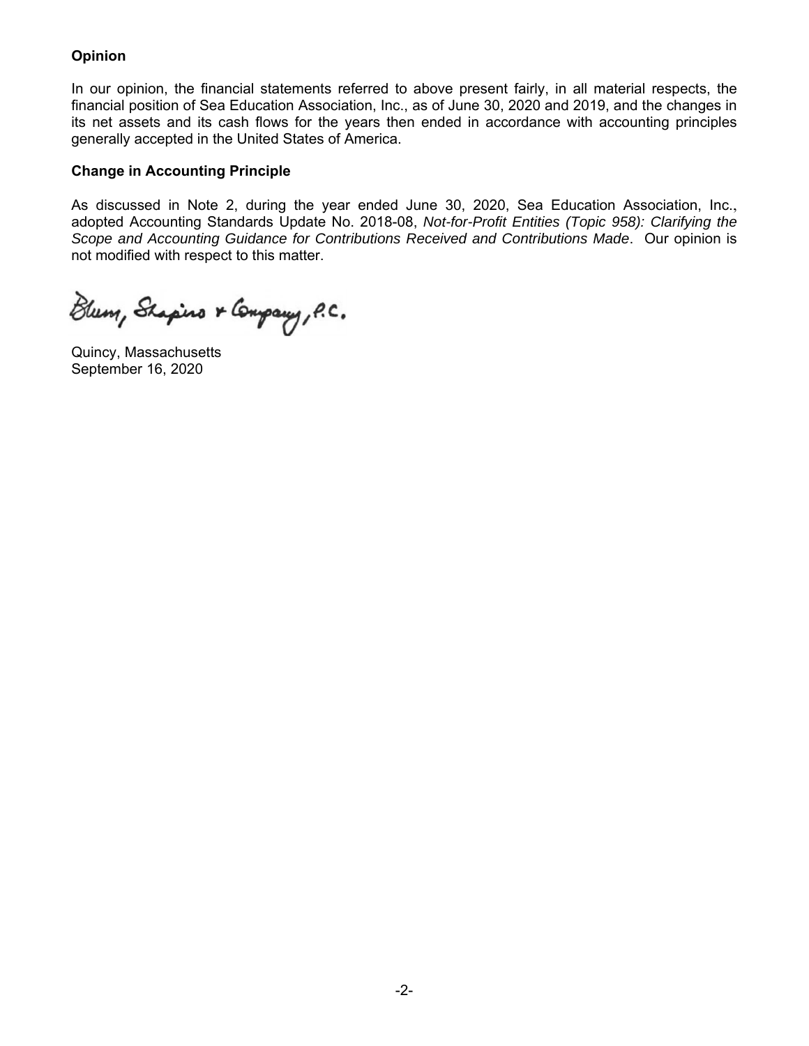### Opinion

In our opinion, the financial statements referred to above present fairly, in all material respects, the financial position of Sea Education Association, Inc., as of June 30, 2020 and 2019, and the changes in its net assets and its cash flows for the years then ended in accordance with accounting principles generally accepted in the United States of America.

### Change in Accounting Principle

As discussed in Note 2, during the year ended June 30, 2020, Sea Education Association, Inc., adopted Accounting Standards Update No. 2018-08, *Not-for-Profit Entities (Topic 958): Clarifying the Scope and Accounting Guidance for Contributions Received and Contributions Made*. Our opinion is not modified with respect to this matter.

Blum, Shapiro & Company, P.C.

Quincy, Massachusetts
September 16, 2020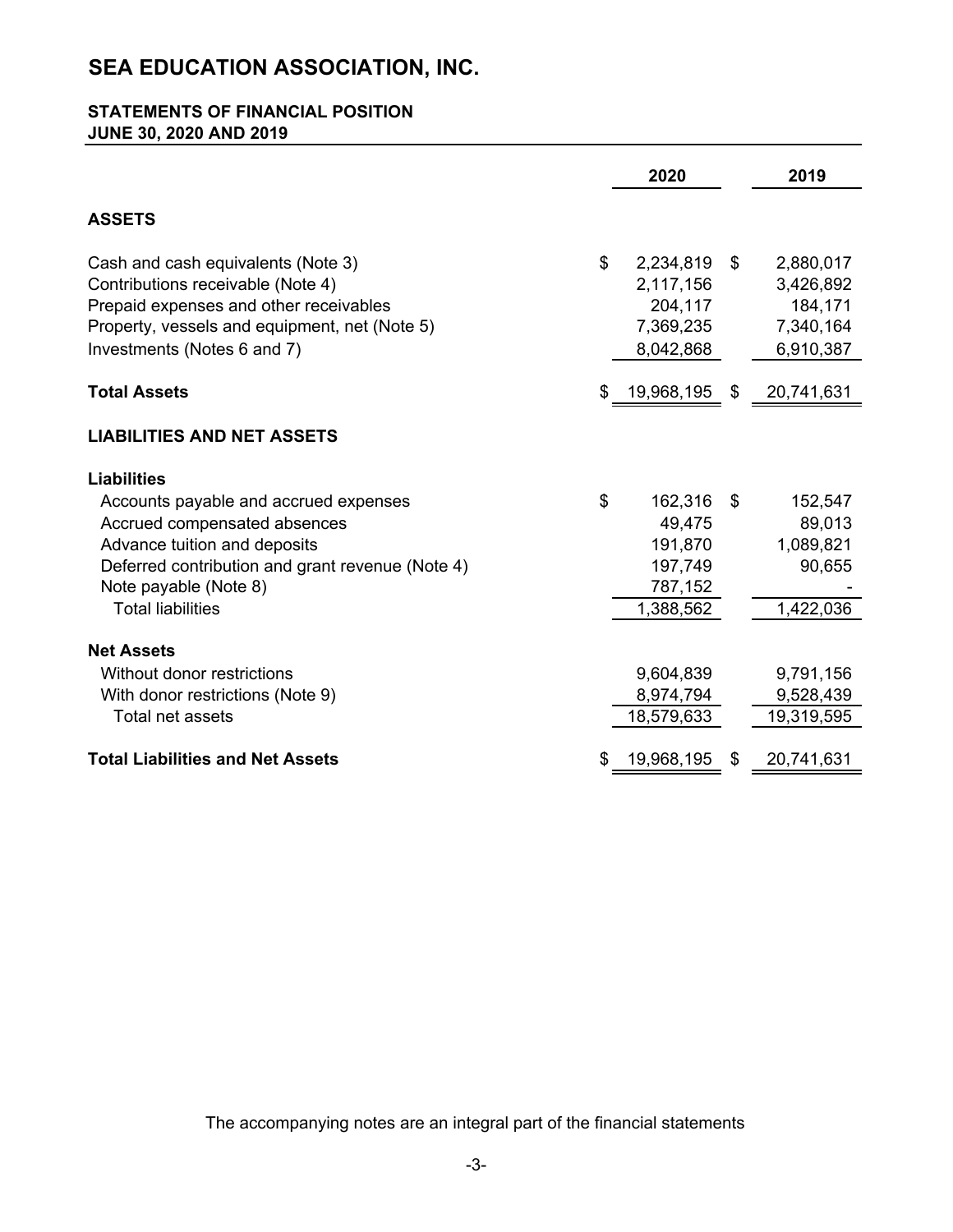# SEA EDUCATION ASSOCIATION, INC.

## STATEMENTS OF FINANCIAL POSITION
## JUNE 30, 2020 AND 2019

| | 2020 | 2019 |
|---|---|---|
| **ASSETS** | | |
| Cash and cash equivalents (Note 3) | $ 2,234,819 | $ 2,880,017 |
| Contributions receivable (Note 4) | 2,117,156 | 3,426,892 |
| Prepaid expenses and other receivables | 204,117 | 184,171 |
| Property, vessels and equipment, net (Note 5) | 7,369,235 | 7,340,164 |
| Investments (Notes 6 and 7) | 8,042,868 | 6,910,387 |
| **Total Assets** | $ 19,968,195 | $ 20,741,631 |
| **LIABILITIES AND NET ASSETS** | | |
| **Liabilities** | | |
| Accounts payable and accrued expenses | $ 162,316 | $ 152,547 |
| Accrued compensated absences | 49,475 | 89,013 |
| Advance tuition and deposits | 191,870 | 1,089,821 |
| Deferred contribution and grant revenue (Note 4) | 197,749 | 90,655 |
| Note payable (Note 8) | 787,152 | - |
| Total liabilities | 1,388,562 | 1,422,036 |
| **Net Assets** | | |
| Without donor restrictions | 9,604,839 | 9,791,156 |
| With donor restrictions (Note 9) | 8,974,794 | 9,528,439 |
| Total net assets | 18,579,633 | 19,319,595 |
| **Total Liabilities and Net Assets** | $ 19,968,195 | $ 20,741,631 |

The accompanying notes are an integral part of the financial statements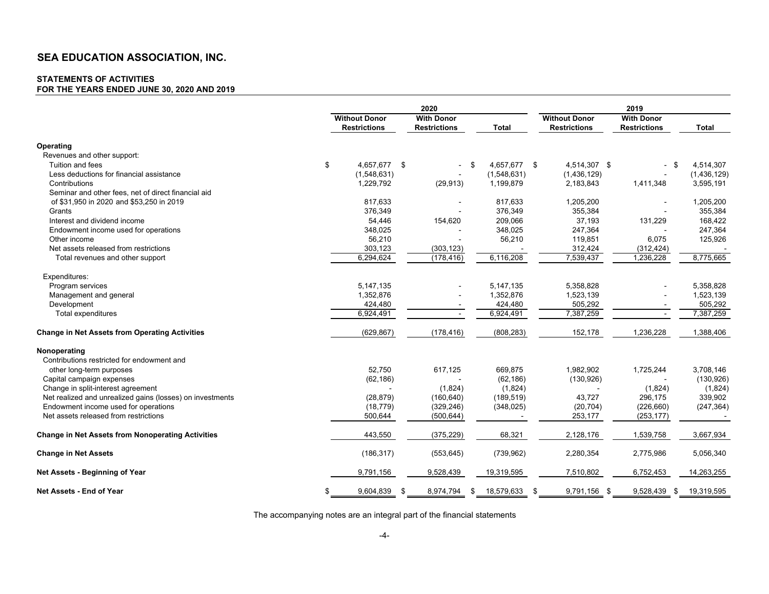# SEA EDUCATION ASSOCIATION, INC.

**STATEMENTS OF ACTIVITIES**
**FOR THE YEARS ENDED JUNE 30, 2020 AND 2019**

| | 2020 | | | 2019 | | |
|---|---|---|---|---|---|---|
| | Without Donor Restrictions | With Donor Restrictions | Total | Without Donor Restrictions | With Donor Restrictions | Total |
| **Operating** | | | | | | |
| Revenues and other support: | | | | | | |
| Tuition and fees | $ 4,657,677 | $ - | $ 4,657,677 | $ 4,514,307 | $ - | $ 4,514,307 |
| Less deductions for financial assistance | (1,548,631) | - | (1,548,631) | (1,436,129) | - | (1,436,129) |
| Contributions | 1,229,792 | (29,913) | 1,199,879 | 2,183,843 | 1,411,348 | 3,595,191 |
| Seminar and other fees, net of direct financial aid of $31,950 in 2020 and $53,250 in 2019 | 817,633 | - | 817,633 | 1,205,200 | - | 1,205,200 |
| Grants | 376,349 | - | 376,349 | 355,384 | - | 355,384 |
| Interest and dividend income | 54,446 | 154,620 | 209,066 | 37,193 | 131,229 | 168,422 |
| Endowment income used for operations | 348,025 | - | 348,025 | 247,364 | - | 247,364 |
| Other income | 56,210 | - | 56,210 | 119,851 | 6,075 | 125,926 |
| Net assets released from restrictions | 303,123 | (303,123) | - | 312,424 | (312,424) | - |
| Total revenues and other support | 6,294,624 | (178,416) | 6,116,208 | 7,539,437 | 1,236,228 | 8,775,665 |
| Expenditures: | | | | | | |
| Program services | 5,147,135 | - | 5,147,135 | 5,358,828 | - | 5,358,828 |
| Management and general | 1,352,876 | - | 1,352,876 | 1,523,139 | - | 1,523,139 |
| Development | 424,480 | - | 424,480 | 505,292 | - | 505,292 |
| Total expenditures | 6,924,491 | - | 6,924,491 | 7,387,259 | - | 7,387,259 |
| **Change in Net Assets from Operating Activities** | (629,867) | (178,416) | (808,283) | 152,178 | 1,236,228 | 1,388,406 |
| **Nonoperating** | | | | | | |
| Contributions restricted for endowment and other long-term purposes | 52,750 | 617,125 | 669,875 | 1,982,902 | 1,725,244 | 3,708,146 |
| Capital campaign expenses | (62,186) | | (62,186) | (130,926) | | (130,926) |
| Change in split-interest agreement | - | (1,824) | (1,824) | - | (1,824) | (1,824) |
| Net realized and unrealized gains (losses) on investments | (28,879) | (160,640) | (189,519) | 43,727 | 296,175 | 339,902 |
| Endowment income used for operations | (18,779) | (329,246) | (348,025) | (20,704) | (226,660) | (247,364) |
| Net assets released from restrictions | 500,644 | (500,644) | - | 253,177 | (253,177) | - |
| **Change in Net Assets from Nonoperating Activities** | 443,550 | (375,229) | 68,321 | 2,128,176 | 1,539,758 | 3,667,934 |
| **Change in Net Assets** | (186,317) | (553,645) | (739,962) | 2,280,354 | 2,775,986 | 5,056,340 |
| **Net Assets - Beginning of Year** | 9,791,156 | 9,528,439 | 19,319,595 | 7,510,802 | 6,752,453 | 14,263,255 |
| **Net Assets - End of Year** | $ 9,604,839 | $ 8,974,794 | $ 18,579,633 | $ 9,791,156 | $ 9,528,439 | $ 19,319,595 |

The accompanying notes are an integral part of the financial statements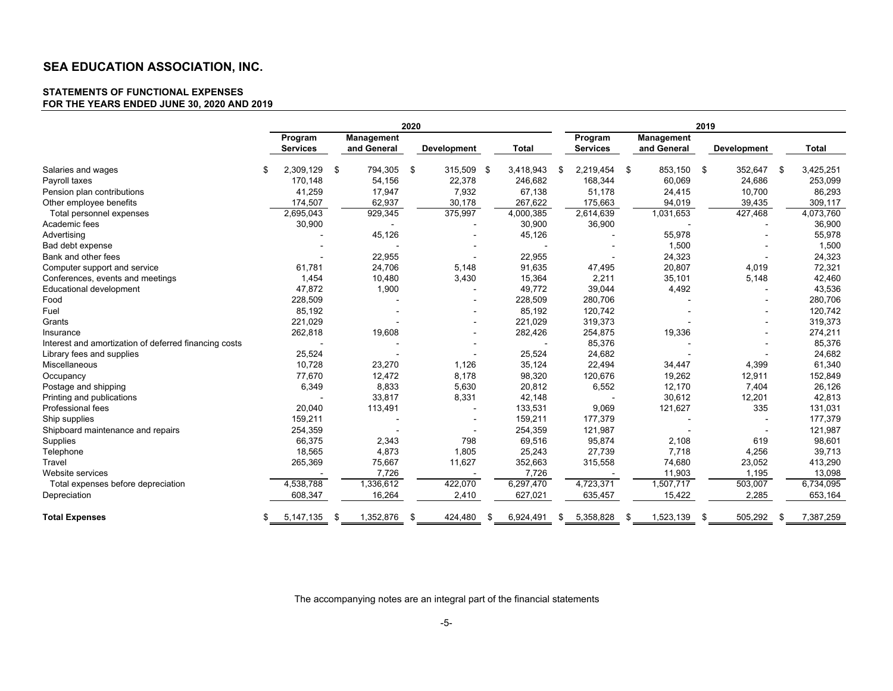# SEA EDUCATION ASSOCIATION, INC.

## STATEMENTS OF FUNCTIONAL EXPENSES
## FOR THE YEARS ENDED JUNE 30, 2020 AND 2019

| | 2020 | | | | 2019 | | | |
|---|---|---|---|---|---|---|---|---|
| | Program Services | Management and General | Development | Total | Program Services | Management and General | Development | Total |
| Salaries and wages | $ 2,309,129 | $ 794,305 | $ 315,509 | $ 3,418,943 | $ 2,219,454 | $ 853,150 | $ 352,647 | $ 3,425,251 |
| Payroll taxes | 170,148 | 54,156 | 22,378 | 246,682 | 168,344 | 60,069 | 24,686 | 253,099 |
| Pension plan contributions | 41,259 | 17,947 | 7,932 | 67,138 | 51,178 | 24,415 | 10,700 | 86,293 |
| Other employee benefits | 174,507 | 62,937 | 30,178 | 267,622 | 175,663 | 94,019 | 39,435 | 309,117 |
| Total personnel expenses | 2,695,043 | 929,345 | 375,997 | 4,000,385 | 2,614,639 | 1,031,653 | 427,468 | 4,073,760 |
| Academic fees | 30,900 | - | - | 30,900 | 36,900 | - | - | 36,900 |
| Advertising | - | 45,126 | - | 45,126 | - | 55,978 | - | 55,978 |
| Bad debt expense | - | - | - | - | - | 1,500 | - | 1,500 |
| Bank and other fees | - | 22,955 | - | 22,955 | - | 24,323 | - | 24,323 |
| Computer support and service | 61,781 | 24,706 | 5,148 | 91,635 | 47,495 | 20,807 | 4,019 | 72,321 |
| Conferences, events and meetings | 1,454 | 10,480 | 3,430 | 15,364 | 2,211 | 35,101 | 5,148 | 42,460 |
| Educational development | 47,872 | 1,900 | - | 49,772 | 39,044 | 4,492 | - | 43,536 |
| Food | 228,509 | - | - | 228,509 | 280,706 | - | - | 280,706 |
| Fuel | 85,192 | - | - | 85,192 | 120,742 | - | - | 120,742 |
| Grants | 221,029 | - | - | 221,029 | 319,373 | - | - | 319,373 |
| Insurance | 262,818 | 19,608 | - | 282,426 | 254,875 | 19,336 | - | 274,211 |
| Interest and amortization of deferred financing costs | - | - | - | - | 85,376 | - | - | 85,376 |
| Library fees and supplies | 25,524 | - | - | 25,524 | 24,682 | - | - | 24,682 |
| Miscellaneous | 10,728 | 23,270 | 1,126 | 35,124 | 22,494 | 34,447 | 4,399 | 61,340 |
| Occupancy | 77,670 | 12,472 | 8,178 | 98,320 | 120,676 | 19,262 | 12,911 | 152,849 |
| Postage and shipping | 6,349 | 8,833 | 5,630 | 20,812 | 6,552 | 12,170 | 7,404 | 26,126 |
| Printing and publications | - | 33,817 | 8,331 | 42,148 | - | 30,612 | 12,201 | 42,813 |
| Professional fees | 20,040 | 113,491 | - | 133,531 | 9,069 | 121,627 | 335 | 131,031 |
| Ship supplies | 159,211 | - | - | 159,211 | 177,379 | - | - | 177,379 |
| Shipboard maintenance and repairs | 254,359 | - | - | 254,359 | 121,987 | - | - | 121,987 |
| Supplies | 66,375 | 2,343 | 798 | 69,516 | 95,874 | 2,108 | 619 | 98,601 |
| Telephone | 18,565 | 4,873 | 1,805 | 25,243 | 27,739 | 7,718 | 4,256 | 39,713 |
| Travel | 265,369 | 75,667 | 11,627 | 352,663 | 315,558 | 74,680 | 23,052 | 413,290 |
| Website services | - | 7,726 | - | 7,726 | - | 11,903 | 1,195 | 13,098 |
| Total expenses before depreciation | 4,538,788 | 1,336,612 | 422,070 | 6,297,470 | 4,723,371 | 1,507,717 | 503,007 | 6,734,095 |
| Depreciation | 608,347 | 16,264 | 2,410 | 627,021 | 635,457 | 15,422 | 2,285 | 653,164 |
| **Total Expenses** | $ 5,147,135 | $ 1,352,876 | $ 424,480 | $ 6,924,491 | $ 5,358,828 | $ 1,523,139 | $ 505,292 | $ 7,387,259 |

The accompanying notes are an integral part of the financial statements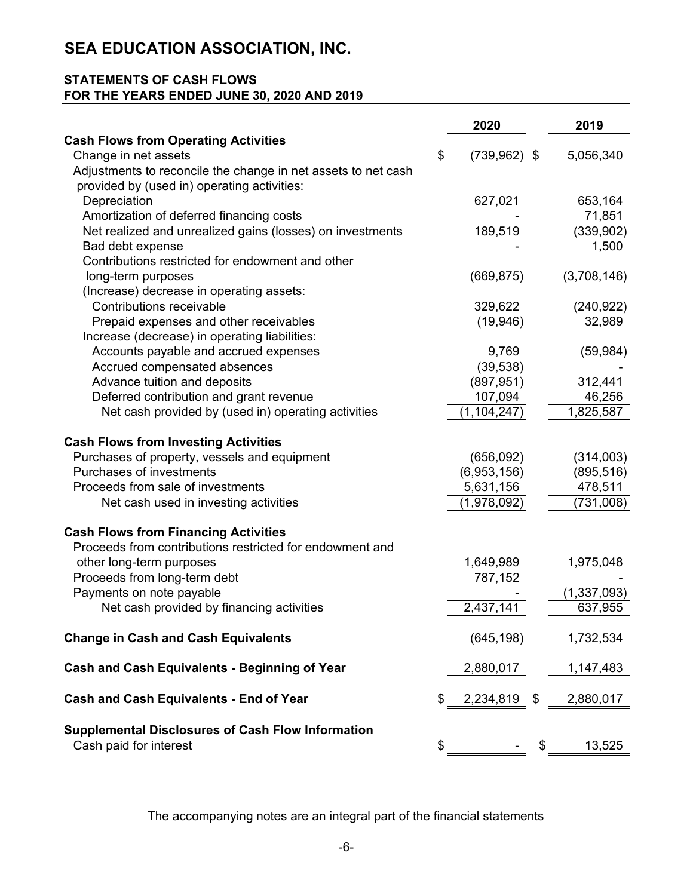# SEA EDUCATION ASSOCIATION, INC.

## STATEMENTS OF CASH FLOWS
## FOR THE YEARS ENDED JUNE 30, 2020 AND 2019

| | 2020 | 2019 |
|---|---|---|
| **Cash Flows from Operating Activities** | | |
| Change in net assets | $ (739,962) | $ 5,056,340 |
| Adjustments to reconcile the change in net assets to net cash provided by (used in) operating activities: | | |
| Depreciation | 627,021 | 653,164 |
| Amortization of deferred financing costs | - | 71,851 |
| Net realized and unrealized gains (losses) on investments | 189,519 | (339,902) |
| Bad debt expense | - | 1,500 |
| Contributions restricted for endowment and other long-term purposes | (669,875) | (3,708,146) |
| (Increase) decrease in operating assets: | | |
| Contributions receivable | 329,622 | (240,922) |
| Prepaid expenses and other receivables | (19,946) | 32,989 |
| Increase (decrease) in operating liabilities: | | |
| Accounts payable and accrued expenses | 9,769 | (59,984) |
| Accrued compensated absences | (39,538) | - |
| Advance tuition and deposits | (897,951) | 312,441 |
| Deferred contribution and grant revenue | 107,094 | 46,256 |
| Net cash provided by (used in) operating activities | (1,104,247) | 1,825,587 |
| **Cash Flows from Investing Activities** | | |
| Purchases of property, vessels and equipment | (656,092) | (314,003) |
| Purchases of investments | (6,953,156) | (895,516) |
| Proceeds from sale of investments | 5,631,156 | 478,511 |
| Net cash used in investing activities | (1,978,092) | (731,008) |
| **Cash Flows from Financing Activities** | | |
| Proceeds from contributions restricted for endowment and other long-term purposes | 1,649,989 | 1,975,048 |
| Proceeds from long-term debt | 787,152 | - |
| Payments on note payable | - | (1,337,093) |
| Net cash provided by financing activities | 2,437,141 | 637,955 |
| **Change in Cash and Cash Equivalents** | (645,198) | 1,732,534 |
| **Cash and Cash Equivalents - Beginning of Year** | 2,880,017 | 1,147,483 |
| **Cash and Cash Equivalents - End of Year** | $ 2,234,819 | $ 2,880,017 |
| **Supplemental Disclosures of Cash Flow Information** | | |
| Cash paid for interest | $ - | $ 13,525 |

The accompanying notes are an integral part of the financial statements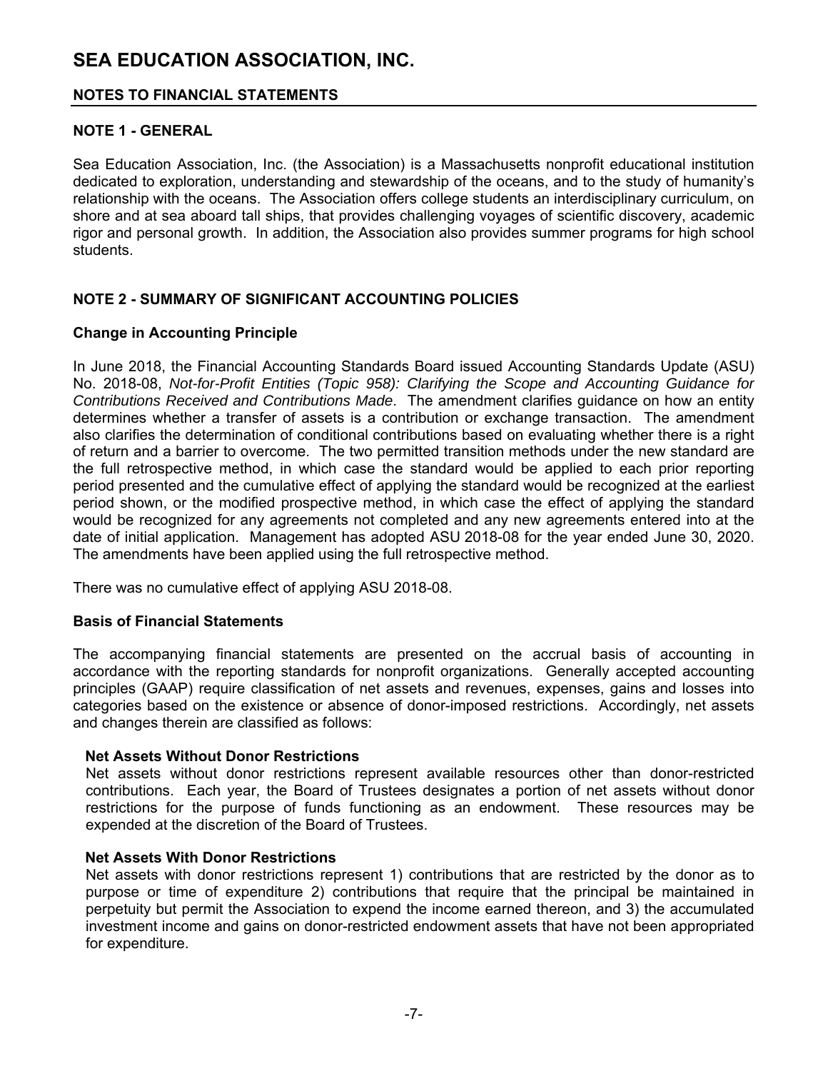# SEA EDUCATION ASSOCIATION, INC.

## NOTES TO FINANCIAL STATEMENTS

### NOTE 1 - GENERAL

Sea Education Association, Inc. (the Association) is a Massachusetts nonprofit educational institution dedicated to exploration, understanding and stewardship of the oceans, and to the study of humanity's relationship with the oceans. The Association offers college students an interdisciplinary curriculum, on shore and at sea aboard tall ships, that provides challenging voyages of scientific discovery, academic rigor and personal growth. In addition, the Association also provides summer programs for high school students.

### NOTE 2 - SUMMARY OF SIGNIFICANT ACCOUNTING POLICIES

**Change in Accounting Principle**

In June 2018, the Financial Accounting Standards Board issued Accounting Standards Update (ASU) No. 2018-08, *Not-for-Profit Entities (Topic 958): Clarifying the Scope and Accounting Guidance for Contributions Received and Contributions Made*. The amendment clarifies guidance on how an entity determines whether a transfer of assets is a contribution or exchange transaction. The amendment also clarifies the determination of conditional contributions based on evaluating whether there is a right of return and a barrier to overcome. The two permitted transition methods under the new standard are the full retrospective method, in which case the standard would be applied to each prior reporting period presented and the cumulative effect of applying the standard would be recognized at the earliest period shown, or the modified prospective method, in which case the effect of applying the standard would be recognized for any agreements not completed and any new agreements entered into at the date of initial application. Management has adopted ASU 2018-08 for the year ended June 30, 2020. The amendments have been applied using the full retrospective method.

There was no cumulative effect of applying ASU 2018-08.

**Basis of Financial Statements**

The accompanying financial statements are presented on the accrual basis of accounting in accordance with the reporting standards for nonprofit organizations. Generally accepted accounting principles (GAAP) require classification of net assets and revenues, expenses, gains and losses into categories based on the existence or absence of donor-imposed restrictions. Accordingly, net assets and changes therein are classified as follows:

**Net Assets Without Donor Restrictions**
Net assets without donor restrictions represent available resources other than donor-restricted contributions. Each year, the Board of Trustees designates a portion of net assets without donor restrictions for the purpose of funds functioning as an endowment. These resources may be expended at the discretion of the Board of Trustees.

**Net Assets With Donor Restrictions**
Net assets with donor restrictions represent 1) contributions that are restricted by the donor as to purpose or time of expenditure 2) contributions that require that the principal be maintained in perpetuity but permit the Association to expend the income earned thereon, and 3) the accumulated investment income and gains on donor-restricted endowment assets that have not been appropriated for expenditure.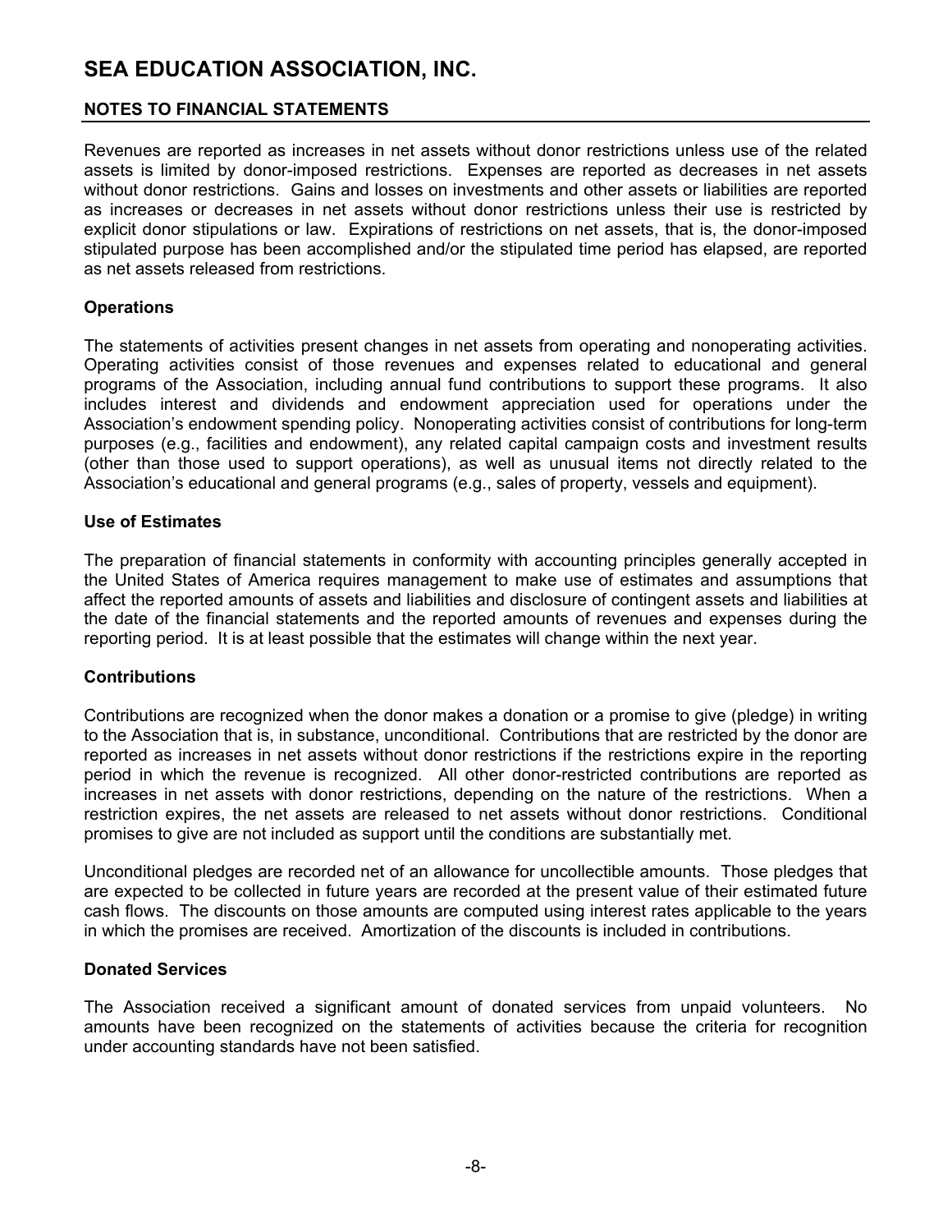Revenues are reported as increases in net assets without donor restrictions unless use of the related assets is limited by donor-imposed restrictions. Expenses are reported as decreases in net assets without donor restrictions. Gains and losses on investments and other assets or liabilities are reported as increases or decreases in net assets without donor restrictions unless their use is restricted by explicit donor stipulations or law. Expirations of restrictions on net assets, that is, the donor-imposed stipulated purpose has been accomplished and/or the stipulated time period has elapsed, are reported as net assets released from restrictions.

### Operations

The statements of activities present changes in net assets from operating and nonoperating activities. Operating activities consist of those revenues and expenses related to educational and general programs of the Association, including annual fund contributions to support these programs. It also includes interest and dividends and endowment appreciation used for operations under the Association's endowment spending policy. Nonoperating activities consist of contributions for long-term purposes (e.g., facilities and endowment), any related capital campaign costs and investment results (other than those used to support operations), as well as unusual items not directly related to the Association's educational and general programs (e.g., sales of property, vessels and equipment).

### Use of Estimates

The preparation of financial statements in conformity with accounting principles generally accepted in the United States of America requires management to make use of estimates and assumptions that affect the reported amounts of assets and liabilities and disclosure of contingent assets and liabilities at the date of the financial statements and the reported amounts of revenues and expenses during the reporting period. It is at least possible that the estimates will change within the next year.

### Contributions

Contributions are recognized when the donor makes a donation or a promise to give (pledge) in writing to the Association that is, in substance, unconditional. Contributions that are restricted by the donor are reported as increases in net assets without donor restrictions if the restrictions expire in the reporting period in which the revenue is recognized. All other donor-restricted contributions are reported as increases in net assets with donor restrictions, depending on the nature of the restrictions. When a restriction expires, the net assets are released to net assets without donor restrictions. Conditional promises to give are not included as support until the conditions are substantially met.

Unconditional pledges are recorded net of an allowance for uncollectible amounts. Those pledges that are expected to be collected in future years are recorded at the present value of their estimated future cash flows. The discounts on those amounts are computed using interest rates applicable to the years in which the promises are received. Amortization of the discounts is included in contributions.

### Donated Services

The Association received a significant amount of donated services from unpaid volunteers. No amounts have been recognized on the statements of activities because the criteria for recognition under accounting standards have not been satisfied.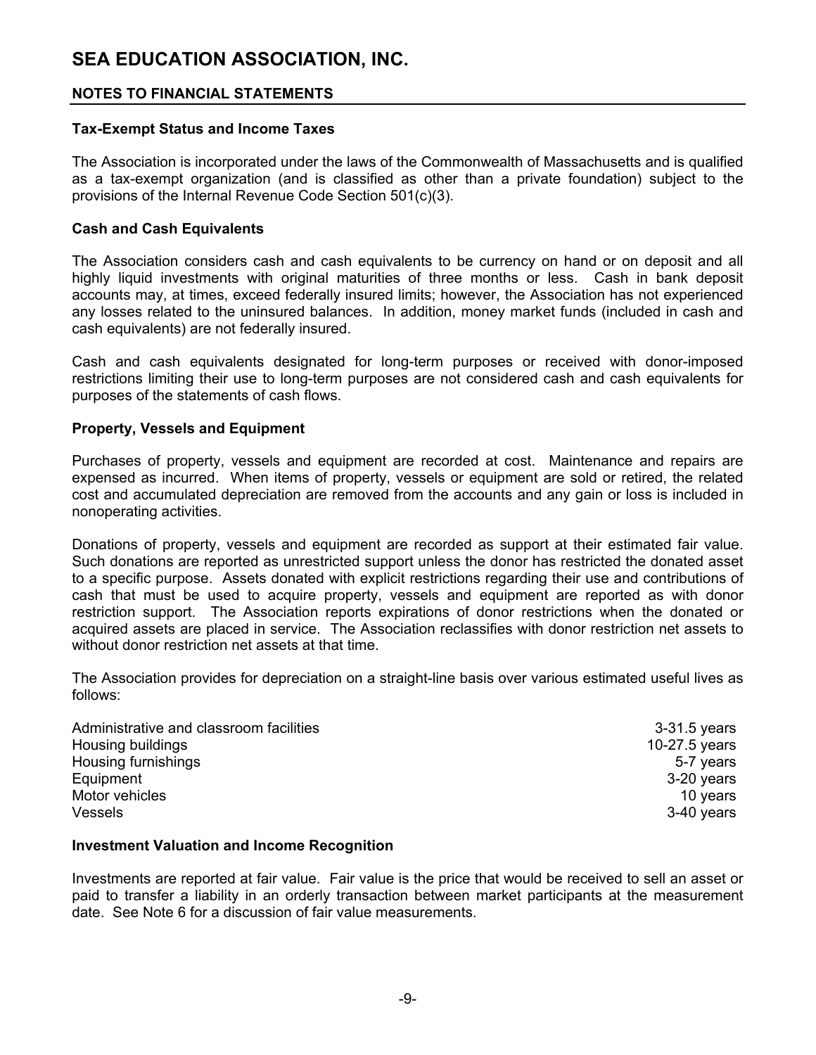## Tax-Exempt Status and Income Taxes

The Association is incorporated under the laws of the Commonwealth of Massachusetts and is qualified as a tax-exempt organization (and is classified as other than a private foundation) subject to the provisions of the Internal Revenue Code Section 501(c)(3).

## Cash and Cash Equivalents

The Association considers cash and cash equivalents to be currency on hand or on deposit and all highly liquid investments with original maturities of three months or less. Cash in bank deposit accounts may, at times, exceed federally insured limits; however, the Association has not experienced any losses related to the uninsured balances. In addition, money market funds (included in cash and cash equivalents) are not federally insured.

Cash and cash equivalents designated for long-term purposes or received with donor-imposed restrictions limiting their use to long-term purposes are not considered cash and cash equivalents for purposes of the statements of cash flows.

## Property, Vessels and Equipment

Purchases of property, vessels and equipment are recorded at cost. Maintenance and repairs are expensed as incurred. When items of property, vessels or equipment are sold or retired, the related cost and accumulated depreciation are removed from the accounts and any gain or loss is included in nonoperating activities.

Donations of property, vessels and equipment are recorded as support at their estimated fair value. Such donations are reported as unrestricted support unless the donor has restricted the donated asset to a specific purpose. Assets donated with explicit restrictions regarding their use and contributions of cash that must be used to acquire property, vessels and equipment are reported as with donor restriction support. The Association reports expirations of donor restrictions when the donated or acquired assets are placed in service. The Association reclassifies with donor restriction net assets to without donor restriction net assets at that time.

The Association provides for depreciation on a straight-line basis over various estimated useful lives as follows:

| | |
|---|---|
| Administrative and classroom facilities | 3-31.5 years |
| Housing buildings | 10-27.5 years |
| Housing furnishings | 5-7 years |
| Equipment | 3-20 years |
| Motor vehicles | 10 years |
| Vessels | 3-40 years |

## Investment Valuation and Income Recognition

Investments are reported at fair value. Fair value is the price that would be received to sell an asset or paid to transfer a liability in an orderly transaction between market participants at the measurement date. See Note 6 for a discussion of fair value measurements.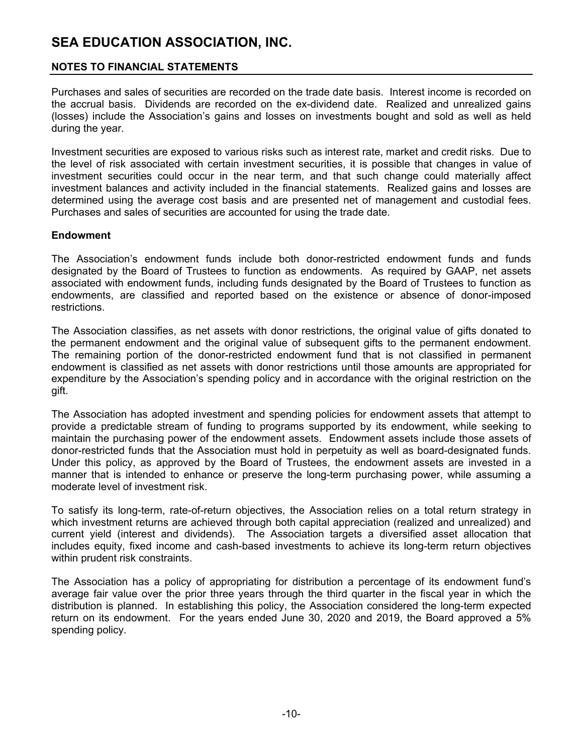Purchases and sales of securities are recorded on the trade date basis. Interest income is recorded on the accrual basis. Dividends are recorded on the ex-dividend date. Realized and unrealized gains (losses) include the Association's gains and losses on investments bought and sold as well as held during the year.

Investment securities are exposed to various risks such as interest rate, market and credit risks. Due to the level of risk associated with certain investment securities, it is possible that changes in value of investment securities could occur in the near term, and that such change could materially affect investment balances and activity included in the financial statements. Realized gains and losses are determined using the average cost basis and are presented net of management and custodial fees. Purchases and sales of securities are accounted for using the trade date.

**Endowment**

The Association's endowment funds include both donor-restricted endowment funds and funds designated by the Board of Trustees to function as endowments. As required by GAAP, net assets associated with endowment funds, including funds designated by the Board of Trustees to function as endowments, are classified and reported based on the existence or absence of donor-imposed restrictions.

The Association classifies, as net assets with donor restrictions, the original value of gifts donated to the permanent endowment and the original value of subsequent gifts to the permanent endowment. The remaining portion of the donor-restricted endowment fund that is not classified in permanent endowment is classified as net assets with donor restrictions until those amounts are appropriated for expenditure by the Association's spending policy and in accordance with the original restriction on the gift.

The Association has adopted investment and spending policies for endowment assets that attempt to provide a predictable stream of funding to programs supported by its endowment, while seeking to maintain the purchasing power of the endowment assets. Endowment assets include those assets of donor-restricted funds that the Association must hold in perpetuity as well as board-designated funds. Under this policy, as approved by the Board of Trustees, the endowment assets are invested in a manner that is intended to enhance or preserve the long-term purchasing power, while assuming a moderate level of investment risk.

To satisfy its long-term, rate-of-return objectives, the Association relies on a total return strategy in which investment returns are achieved through both capital appreciation (realized and unrealized) and current yield (interest and dividends). The Association targets a diversified asset allocation that includes equity, fixed income and cash-based investments to achieve its long-term return objectives within prudent risk constraints.

The Association has a policy of appropriating for distribution a percentage of its endowment fund's average fair value over the prior three years through the third quarter in the fiscal year in which the distribution is planned. In establishing this policy, the Association considered the long-term expected return on its endowment. For the years ended June 30, 2020 and 2019, the Board approved a 5% spending policy.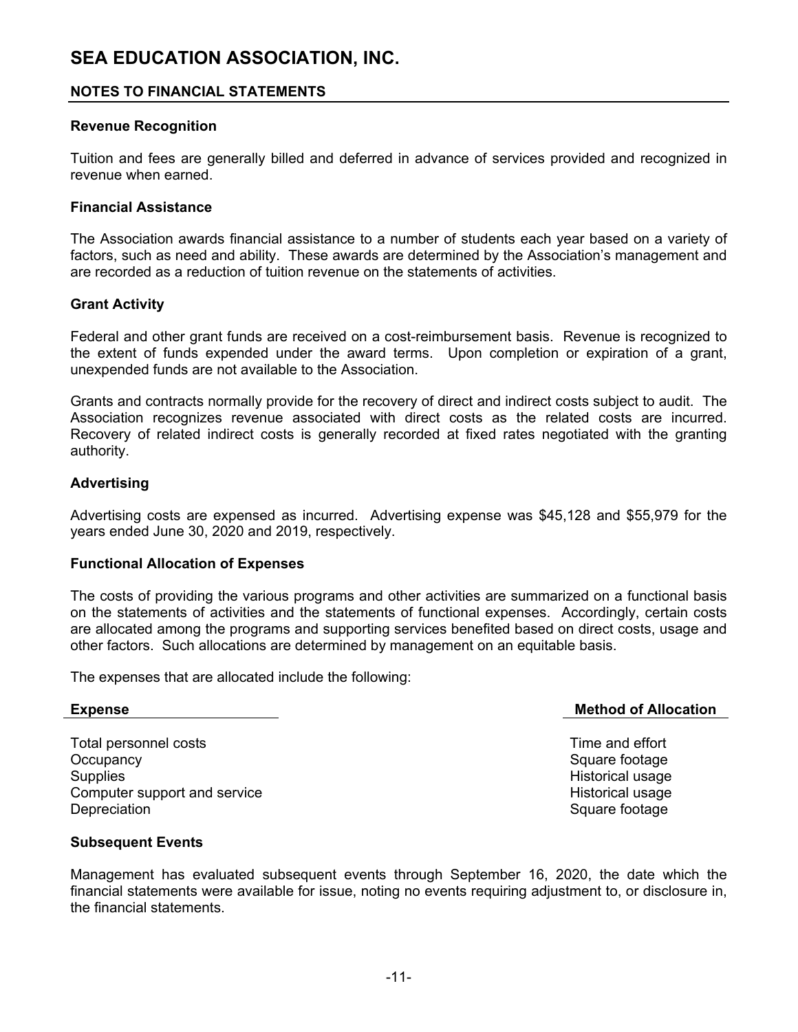# SEA EDUCATION ASSOCIATION, INC.

## NOTES TO FINANCIAL STATEMENTS

### Revenue Recognition

Tuition and fees are generally billed and deferred in advance of services provided and recognized in revenue when earned.

### Financial Assistance

The Association awards financial assistance to a number of students each year based on a variety of factors, such as need and ability. These awards are determined by the Association's management and are recorded as a reduction of tuition revenue on the statements of activities.

### Grant Activity

Federal and other grant funds are received on a cost-reimbursement basis. Revenue is recognized to the extent of funds expended under the award terms. Upon completion or expiration of a grant, unexpended funds are not available to the Association.

Grants and contracts normally provide for the recovery of direct and indirect costs subject to audit. The Association recognizes revenue associated with direct costs as the related costs are incurred. Recovery of related indirect costs is generally recorded at fixed rates negotiated with the granting authority.

### Advertising

Advertising costs are expensed as incurred. Advertising expense was $45,128 and $55,979 for the years ended June 30, 2020 and 2019, respectively.

### Functional Allocation of Expenses

The costs of providing the various programs and other activities are summarized on a functional basis on the statements of activities and the statements of functional expenses. Accordingly, certain costs are allocated among the programs and supporting services benefited based on direct costs, usage and other factors. Such allocations are determined by management on an equitable basis.

The expenses that are allocated include the following:

| Expense | Method of Allocation |
|---|---|
| Total personnel costs | Time and effort |
| Occupancy | Square footage |
| Supplies | Historical usage |
| Computer support and service | Historical usage |
| Depreciation | Square footage |

### Subsequent Events

Management has evaluated subsequent events through September 16, 2020, the date which the financial statements were available for issue, noting no events requiring adjustment to, or disclosure in, the financial statements.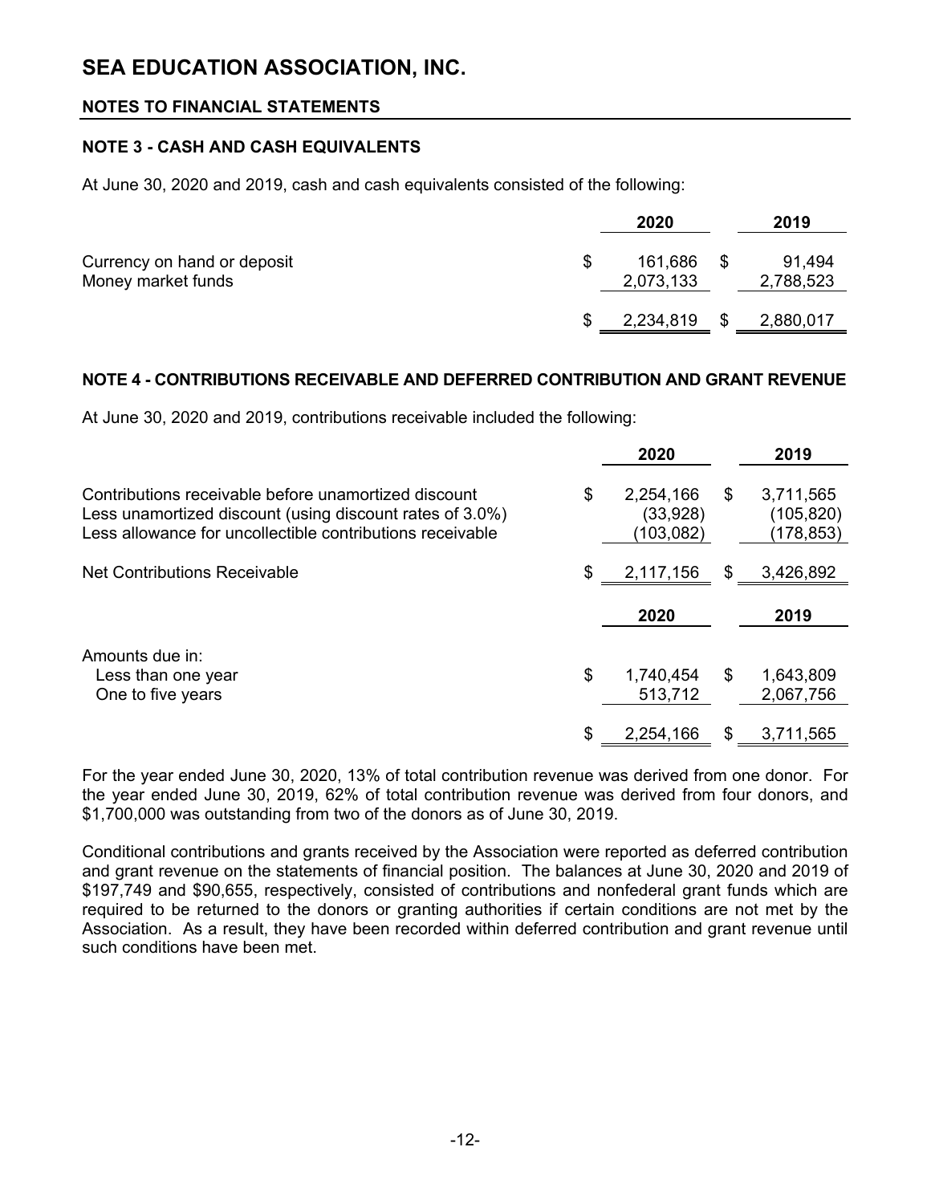# SEA EDUCATION ASSOCIATION, INC.

## NOTES TO FINANCIAL STATEMENTS

### NOTE 3 - CASH AND CASH EQUIVALENTS

At June 30, 2020 and 2019, cash and cash equivalents consisted of the following:

| | 2020 | 2019 |
|---|---|---|
| Currency on hand or deposit | $ 161,686 | $ 91,494 |
| Money market funds | 2,073,133 | 2,788,523 |
| | $ 2,234,819 | $ 2,880,017 |

### NOTE 4 - CONTRIBUTIONS RECEIVABLE AND DEFERRED CONTRIBUTION AND GRANT REVENUE

At June 30, 2020 and 2019, contributions receivable included the following:

| | 2020 | 2019 |
|---|---|---|
| Contributions receivable before unamortized discount | $ 2,254,166 | $ 3,711,565 |
| Less unamortized discount (using discount rates of 3.0%) | (33,928) | (105,820) |
| Less allowance for uncollectible contributions receivable | (103,082) | (178,853) |
| Net Contributions Receivable | $ 2,117,156 | $ 3,426,892 |

| | 2020 | 2019 |
|---|---|---|
| Amounts due in: | | |
| Less than one year | $ 1,740,454 | $ 1,643,809 |
| One to five years | 513,712 | 2,067,756 |
| | $ 2,254,166 | $ 3,711,565 |

For the year ended June 30, 2020, 13% of total contribution revenue was derived from one donor. For the year ended June 30, 2019, 62% of total contribution revenue was derived from four donors, and $1,700,000 was outstanding from two of the donors as of June 30, 2019.

Conditional contributions and grants received by the Association were reported as deferred contribution and grant revenue on the statements of financial position. The balances at June 30, 2020 and 2019 of $197,749 and $90,655, respectively, consisted of contributions and nonfederal grant funds which are required to be returned to the donors or granting authorities if certain conditions are not met by the Association. As a result, they have been recorded within deferred contribution and grant revenue until such conditions have been met.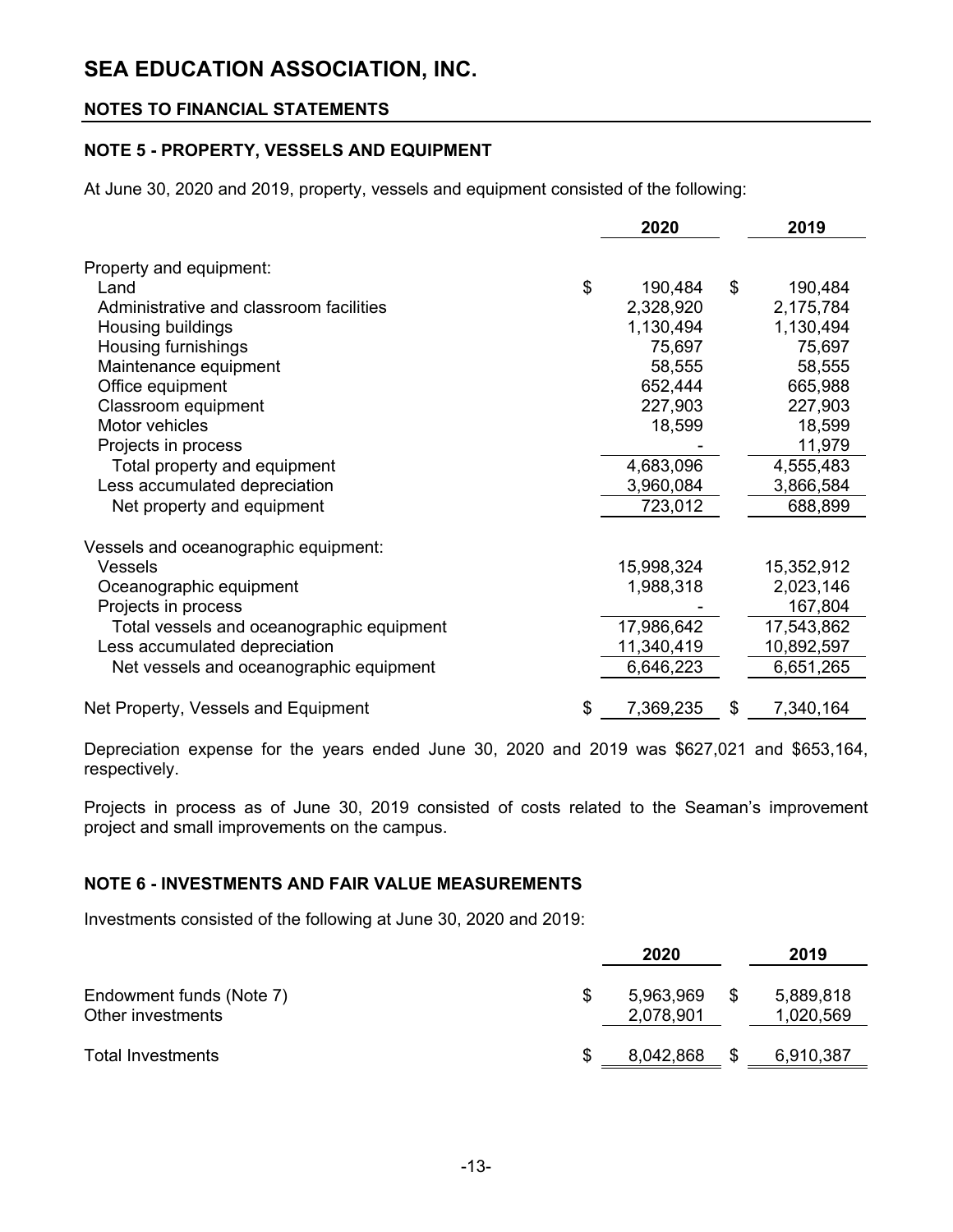# SEA EDUCATION ASSOCIATION, INC.

**NOTES TO FINANCIAL STATEMENTS**

## NOTE 5 - PROPERTY, VESSELS AND EQUIPMENT

At June 30, 2020 and 2019, property, vessels and equipment consisted of the following:

| | 2020 | 2019 |
|---|---|---|
| Property and equipment: | | |
| Land | $ 190,484 | $ 190,484 |
| Administrative and classroom facilities | 2,328,920 | 2,175,784 |
| Housing buildings | 1,130,494 | 1,130,494 |
| Housing furnishings | 75,697 | 75,697 |
| Maintenance equipment | 58,555 | 58,555 |
| Office equipment | 652,444 | 665,988 |
| Classroom equipment | 227,903 | 227,903 |
| Motor vehicles | 18,599 | 18,599 |
| Projects in process | - | 11,979 |
| Total property and equipment | 4,683,096 | 4,555,483 |
| Less accumulated depreciation | 3,960,084 | 3,866,584 |
| Net property and equipment | 723,012 | 688,899 |
| Vessels and oceanographic equipment: | | |
| Vessels | 15,998,324 | 15,352,912 |
| Oceanographic equipment | 1,988,318 | 2,023,146 |
| Projects in process | - | 167,804 |
| Total vessels and oceanographic equipment | 17,986,642 | 17,543,862 |
| Less accumulated depreciation | 11,340,419 | 10,892,597 |
| Net vessels and oceanographic equipment | 6,646,223 | 6,651,265 |
| Net Property, Vessels and Equipment | $ 7,369,235 | $ 7,340,164 |

Depreciation expense for the years ended June 30, 2020 and 2019 was $627,021 and $653,164, respectively.

Projects in process as of June 30, 2019 consisted of costs related to the Seaman's improvement project and small improvements on the campus.

## NOTE 6 - INVESTMENTS AND FAIR VALUE MEASUREMENTS

Investments consisted of the following at June 30, 2020 and 2019:

| | 2020 | 2019 |
|---|---|---|
| Endowment funds (Note 7) | $ 5,963,969 | $ 5,889,818 |
| Other investments | 2,078,901 | 1,020,569 |
| Total Investments | $ 8,042,868 | $ 6,910,387 |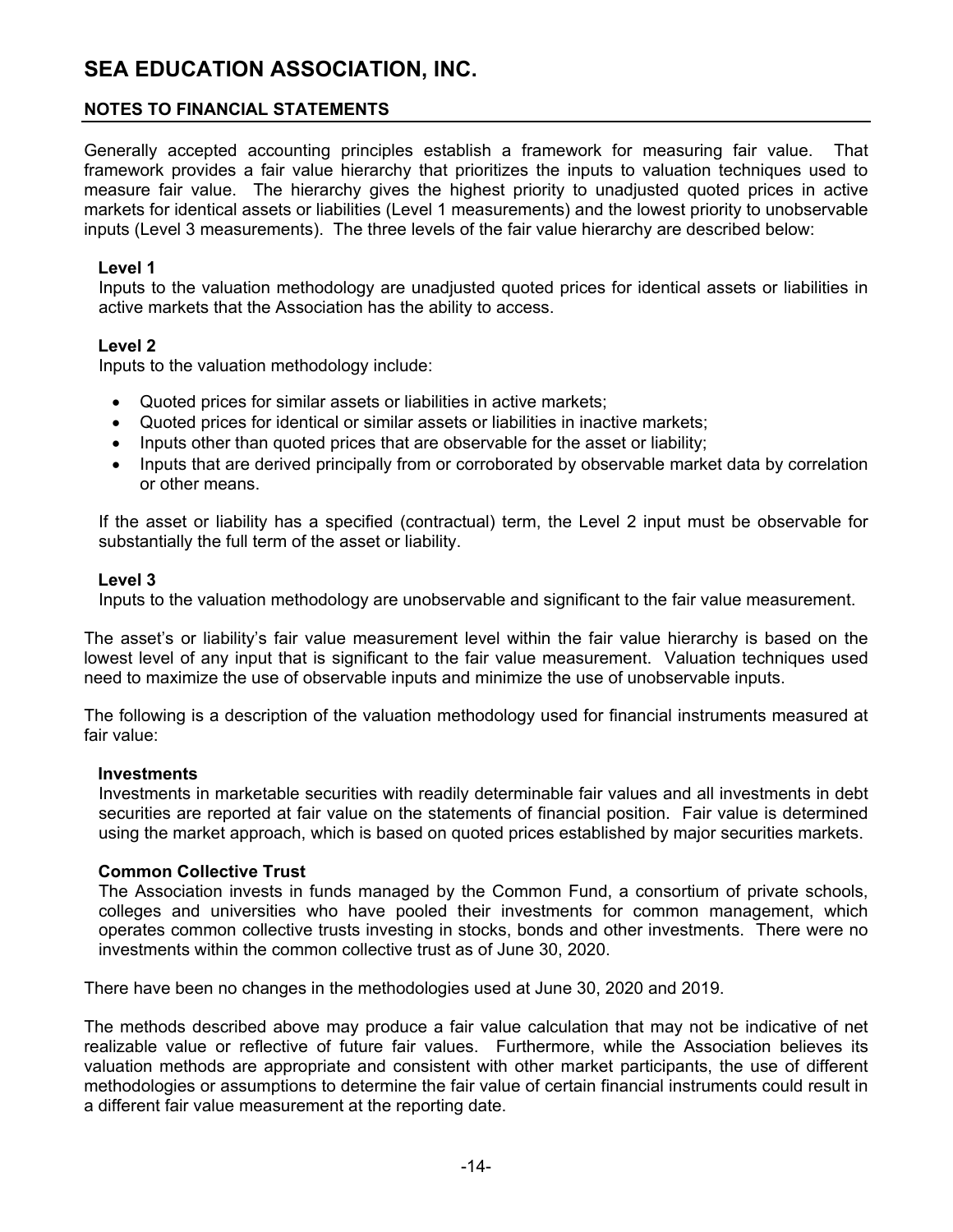# SEA EDUCATION ASSOCIATION, INC.

## NOTES TO FINANCIAL STATEMENTS

Generally accepted accounting principles establish a framework for measuring fair value. That framework provides a fair value hierarchy that prioritizes the inputs to valuation techniques used to measure fair value. The hierarchy gives the highest priority to unadjusted quoted prices in active markets for identical assets or liabilities (Level 1 measurements) and the lowest priority to unobservable inputs (Level 3 measurements). The three levels of the fair value hierarchy are described below:

**Level 1**
Inputs to the valuation methodology are unadjusted quoted prices for identical assets or liabilities in active markets that the Association has the ability to access.

**Level 2**
Inputs to the valuation methodology include:

- Quoted prices for similar assets or liabilities in active markets;
- Quoted prices for identical or similar assets or liabilities in inactive markets;
- Inputs other than quoted prices that are observable for the asset or liability;
- Inputs that are derived principally from or corroborated by observable market data by correlation or other means.

If the asset or liability has a specified (contractual) term, the Level 2 input must be observable for substantially the full term of the asset or liability.

**Level 3**
Inputs to the valuation methodology are unobservable and significant to the fair value measurement.

The asset's or liability's fair value measurement level within the fair value hierarchy is based on the lowest level of any input that is significant to the fair value measurement. Valuation techniques used need to maximize the use of observable inputs and minimize the use of unobservable inputs.

The following is a description of the valuation methodology used for financial instruments measured at fair value:

**Investments**
Investments in marketable securities with readily determinable fair values and all investments in debt securities are reported at fair value on the statements of financial position. Fair value is determined using the market approach, which is based on quoted prices established by major securities markets.

**Common Collective Trust**
The Association invests in funds managed by the Common Fund, a consortium of private schools, colleges and universities who have pooled their investments for common management, which operates common collective trusts investing in stocks, bonds and other investments. There were no investments within the common collective trust as of June 30, 2020.

There have been no changes in the methodologies used at June 30, 2020 and 2019.

The methods described above may produce a fair value calculation that may not be indicative of net realizable value or reflective of future fair values. Furthermore, while the Association believes its valuation methods are appropriate and consistent with other market participants, the use of different methodologies or assumptions to determine the fair value of certain financial instruments could result in a different fair value measurement at the reporting date.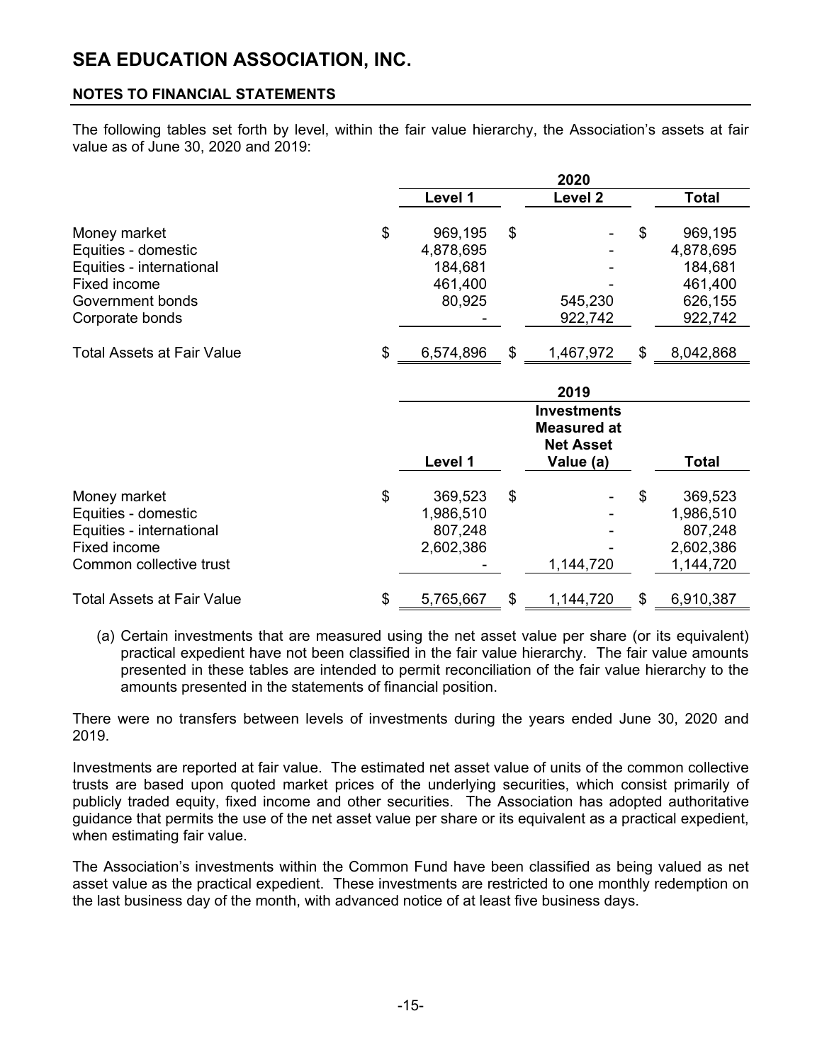# SEA EDUCATION ASSOCIATION, INC.

## NOTES TO FINANCIAL STATEMENTS

The following tables set forth by level, within the fair value hierarchy, the Association's assets at fair value as of June 30, 2020 and 2019:

| | 2020 | | |
|---|---|---|---|
| | Level 1 | Level 2 | Total |
| Money market | $ 969,195 | $ - | $ 969,195 |
| Equities - domestic | 4,878,695 | - | 4,878,695 |
| Equities - international | 184,681 | - | 184,681 |
| Fixed income | 461,400 | - | 461,400 |
| Government bonds | 80,925 | 545,230 | 626,155 |
| Corporate bonds | - | 922,742 | 922,742 |
| Total Assets at Fair Value | $ 6,574,896 | $ 1,467,972 | $ 8,042,868 |

| | 2019 | | |
|---|---|---|---|
| | Level 1 | Investments Measured at Net Asset Value (a) | Total |
| Money market | $ 369,523 | $ - | $ 369,523 |
| Equities - domestic | 1,986,510 | - | 1,986,510 |
| Equities - international | 807,248 | - | 807,248 |
| Fixed income | 2,602,386 | - | 2,602,386 |
| Common collective trust | - | 1,144,720 | 1,144,720 |
| Total Assets at Fair Value | $ 5,765,667 | $ 1,144,720 | $ 6,910,387 |

(a) Certain investments that are measured using the net asset value per share (or its equivalent) practical expedient have not been classified in the fair value hierarchy. The fair value amounts presented in these tables are intended to permit reconciliation of the fair value hierarchy to the amounts presented in the statements of financial position.

There were no transfers between levels of investments during the years ended June 30, 2020 and 2019.

Investments are reported at fair value. The estimated net asset value of units of the common collective trusts are based upon quoted market prices of the underlying securities, which consist primarily of publicly traded equity, fixed income and other securities. The Association has adopted authoritative guidance that permits the use of the net asset value per share or its equivalent as a practical expedient, when estimating fair value.

The Association's investments within the Common Fund have been classified as being valued as net asset value as the practical expedient. These investments are restricted to one monthly redemption on the last business day of the month, with advanced notice of at least five business days.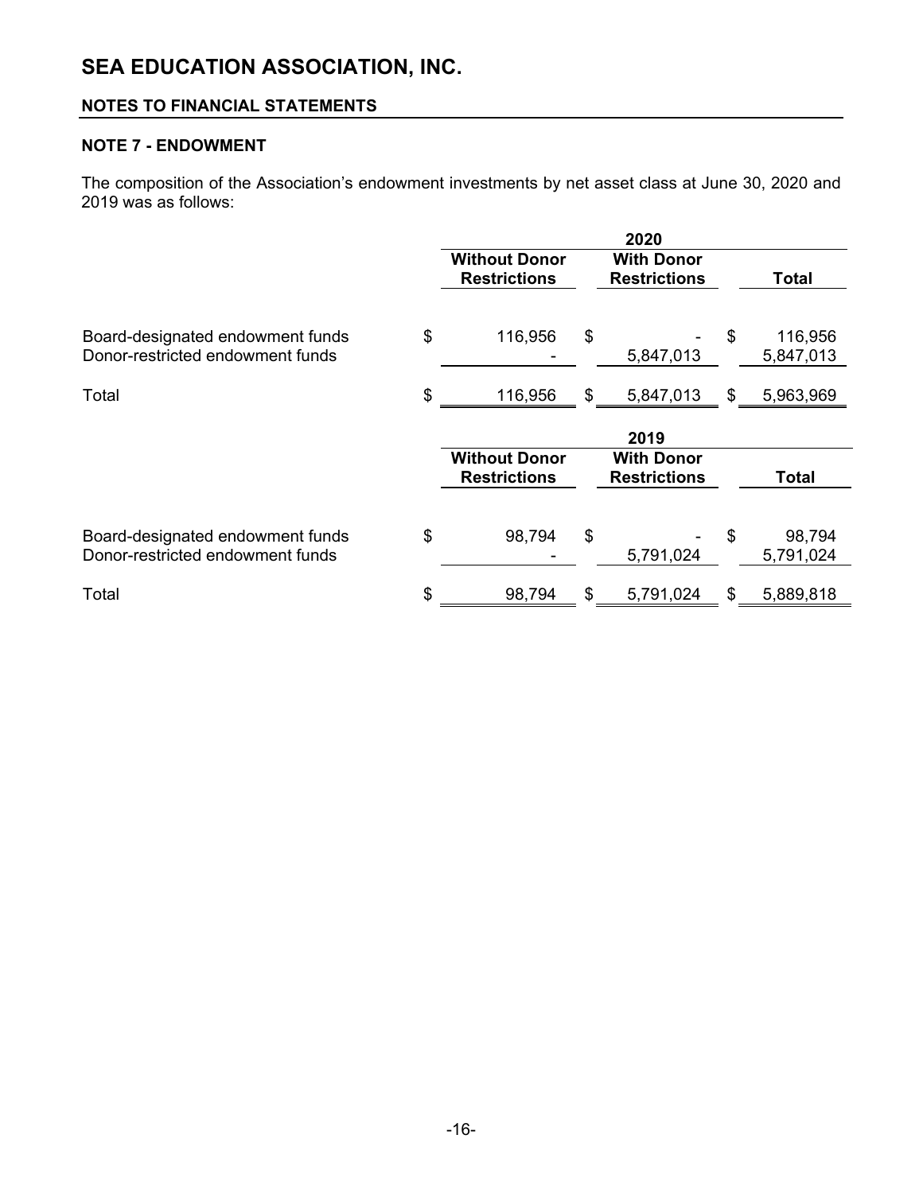# SEA EDUCATION ASSOCIATION, INC.

## NOTES TO FINANCIAL STATEMENTS

### NOTE 7 - ENDOWMENT

The composition of the Association's endowment investments by net asset class at June 30, 2020 and 2019 was as follows:

| | 2020 | | |
|---|---|---|---|
| | **Without Donor Restrictions** | **With Donor Restrictions** | **Total** |
| Board-designated endowment funds | $ 116,956 | $ - | $ 116,956 |
| Donor-restricted endowment funds | - | 5,847,013 | 5,847,013 |
| Total | $ 116,956 | $ 5,847,013 | $ 5,963,969 |

| | 2019 | | |
|---|---|---|---|
| | **Without Donor Restrictions** | **With Donor Restrictions** | **Total** |
| Board-designated endowment funds | $ 98,794 | $ - | $ 98,794 |
| Donor-restricted endowment funds | - | 5,791,024 | 5,791,024 |
| Total | $ 98,794 | $ 5,791,024 | $ 5,889,818 |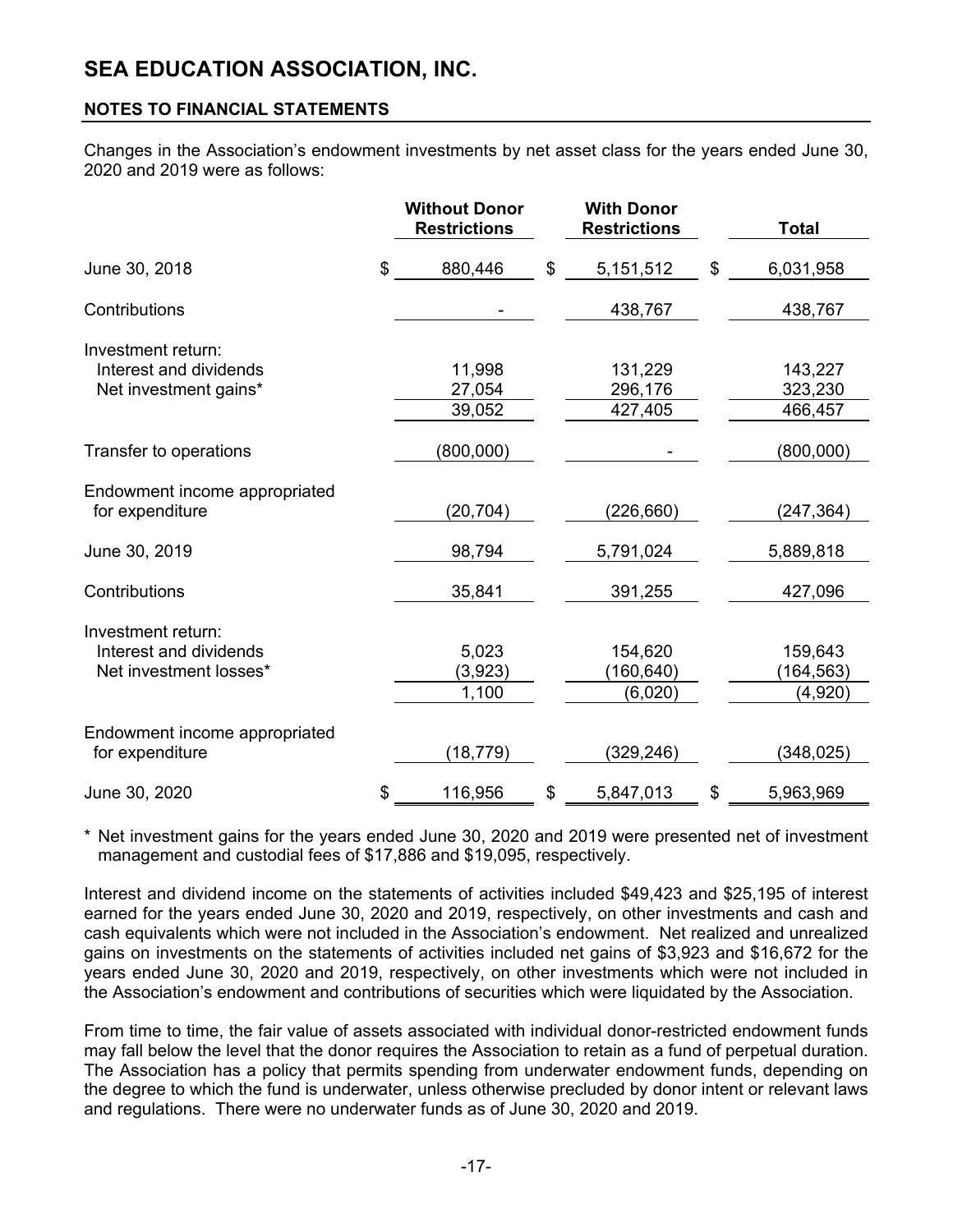# SEA EDUCATION ASSOCIATION, INC.

## NOTES TO FINANCIAL STATEMENTS

Changes in the Association's endowment investments by net asset class for the years ended June 30, 2020 and 2019 were as follows:

| | Without Donor Restrictions | With Donor Restrictions | Total |
|---|---|---|---|
| June 30, 2018 | $ 880,446 | $ 5,151,512 | $ 6,031,958 |
| Contributions | - | 438,767 | 438,767 |
| Investment return: | | | |
| Interest and dividends | 11,998 | 131,229 | 143,227 |
| Net investment gains* | 27,054 | 296,176 | 323,230 |
| | 39,052 | 427,405 | 466,457 |
| Transfer to operations | (800,000) | - | (800,000) |
| Endowment income appropriated for expenditure | (20,704) | (226,660) | (247,364) |
| June 30, 2019 | 98,794 | 5,791,024 | 5,889,818 |
| Contributions | 35,841 | 391,255 | 427,096 |
| Investment return: | | | |
| Interest and dividends | 5,023 | 154,620 | 159,643 |
| Net investment losses* | (3,923) | (160,640) | (164,563) |
| | 1,100 | (6,020) | (4,920) |
| Endowment income appropriated for expenditure | (18,779) | (329,246) | (348,025) |
| June 30, 2020 | $ 116,956 | $ 5,847,013 | $ 5,963,969 |

\* Net investment gains for the years ended June 30, 2020 and 2019 were presented net of investment management and custodial fees of $17,886 and $19,095, respectively.

Interest and dividend income on the statements of activities included $49,423 and $25,195 of interest earned for the years ended June 30, 2020 and 2019, respectively, on other investments and cash and cash equivalents which were not included in the Association's endowment. Net realized and unrealized gains on investments on the statements of activities included net gains of $3,923 and $16,672 for the years ended June 30, 2020 and 2019, respectively, on other investments which were not included in the Association's endowment and contributions of securities which were liquidated by the Association.

From time to time, the fair value of assets associated with individual donor-restricted endowment funds may fall below the level that the donor requires the Association to retain as a fund of perpetual duration. The Association has a policy that permits spending from underwater endowment funds, depending on the degree to which the fund is underwater, unless otherwise precluded by donor intent or relevant laws and regulations. There were no underwater funds as of June 30, 2020 and 2019.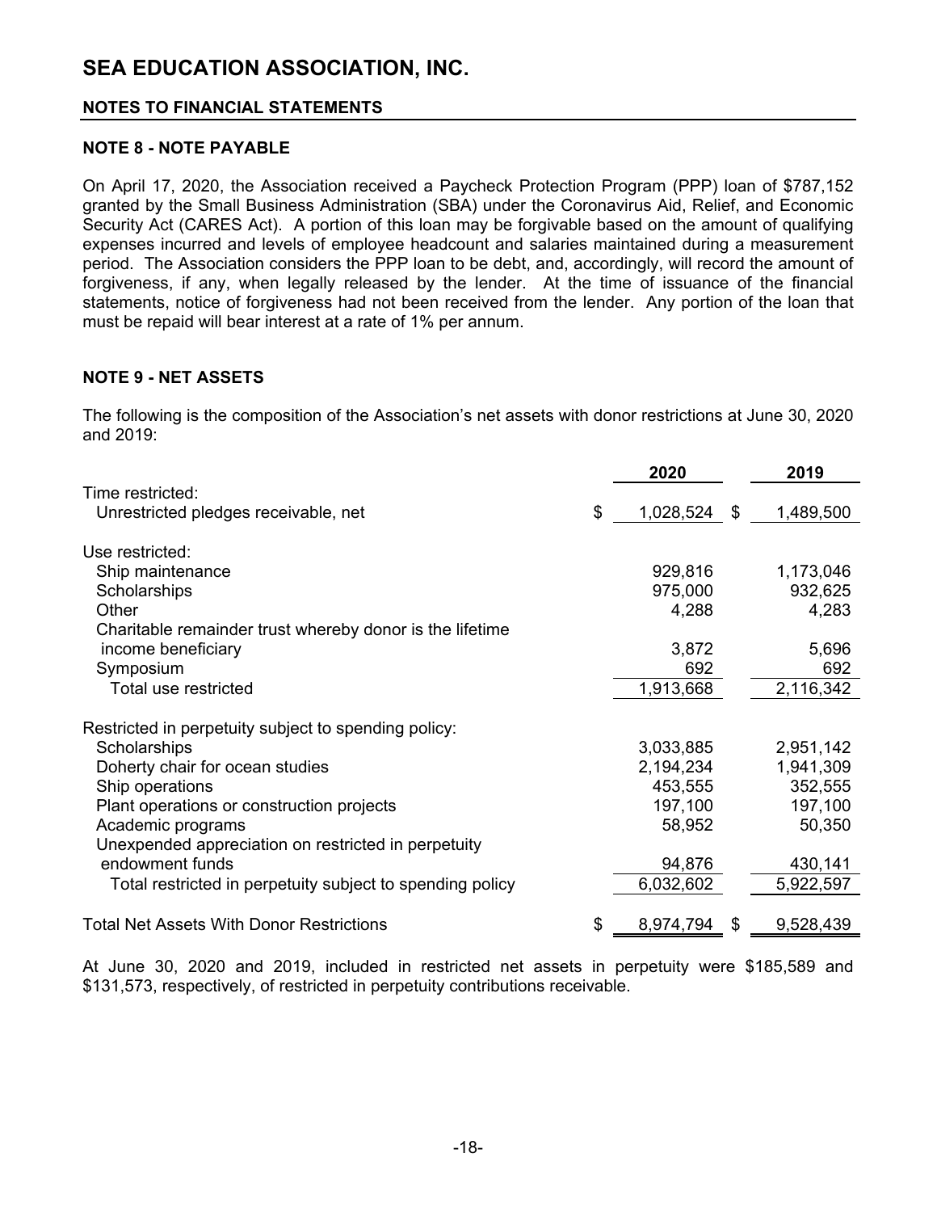# SEA EDUCATION ASSOCIATION, INC.

## NOTES TO FINANCIAL STATEMENTS

### NOTE 8 - NOTE PAYABLE

On April 17, 2020, the Association received a Paycheck Protection Program (PPP) loan of $787,152 granted by the Small Business Administration (SBA) under the Coronavirus Aid, Relief, and Economic Security Act (CARES Act). A portion of this loan may be forgivable based on the amount of qualifying expenses incurred and levels of employee headcount and salaries maintained during a measurement period. The Association considers the PPP loan to be debt, and, accordingly, will record the amount of forgiveness, if any, when legally released by the lender. At the time of issuance of the financial statements, notice of forgiveness had not been received from the lender. Any portion of the loan that must be repaid will bear interest at a rate of 1% per annum.

### NOTE 9 - NET ASSETS

The following is the composition of the Association's net assets with donor restrictions at June 30, 2020 and 2019:

| | 2020 | 2019 |
|---|---|---|
| Time restricted: | | |
| Unrestricted pledges receivable, net | $ 1,028,524 | $ 1,489,500 |
| Use restricted: | | |
| Ship maintenance | 929,816 | 1,173,046 |
| Scholarships | 975,000 | 932,625 |
| Other | 4,288 | 4,283 |
| Charitable remainder trust whereby donor is the lifetime income beneficiary | 3,872 | 5,696 |
| Symposium | 692 | 692 |
| Total use restricted | 1,913,668 | 2,116,342 |
| Restricted in perpetuity subject to spending policy: | | |
| Scholarships | 3,033,885 | 2,951,142 |
| Doherty chair for ocean studies | 2,194,234 | 1,941,309 |
| Ship operations | 453,555 | 352,555 |
| Plant operations or construction projects | 197,100 | 197,100 |
| Academic programs | 58,952 | 50,350 |
| Unexpended appreciation on restricted in perpetuity endowment funds | 94,876 | 430,141 |
| Total restricted in perpetuity subject to spending policy | 6,032,602 | 5,922,597 |
| Total Net Assets With Donor Restrictions | $ 8,974,794 | $ 9,528,439 |

At June 30, 2020 and 2019, included in restricted net assets in perpetuity were $185,589 and $131,573, respectively, of restricted in perpetuity contributions receivable.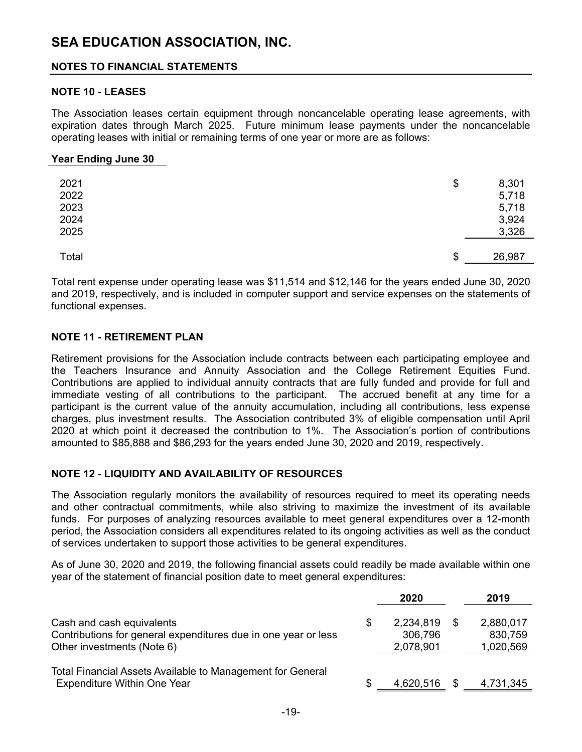# SEA EDUCATION ASSOCIATION, INC.

## NOTES TO FINANCIAL STATEMENTS

### NOTE 10 - LEASES

The Association leases certain equipment through noncancelable operating lease agreements, with expiration dates through March 2025. Future minimum lease payments under the noncancelable operating leases with initial or remaining terms of one year or more are as follows:

| Year Ending June 30 | |
|---|---|
| 2021 | $ 8,301 |
| 2022 | 5,718 |
| 2023 | 5,718 |
| 2024 | 3,924 |
| 2025 | 3,326 |
| Total | $ 26,987 |

Total rent expense under operating lease was $11,514 and $12,146 for the years ended June 30, 2020 and 2019, respectively, and is included in computer support and service expenses on the statements of functional expenses.

### NOTE 11 - RETIREMENT PLAN

Retirement provisions for the Association include contracts between each participating employee and the Teachers Insurance and Annuity Association and the College Retirement Equities Fund. Contributions are applied to individual annuity contracts that are fully funded and provide for full and immediate vesting of all contributions to the participant. The accrued benefit at any time for a participant is the current value of the annuity accumulation, including all contributions, less expense charges, plus investment results. The Association contributed 3% of eligible compensation until April 2020 at which point it decreased the contribution to 1%. The Association's portion of contributions amounted to $85,888 and $86,293 for the years ended June 30, 2020 and 2019, respectively.

### NOTE 12 - LIQUIDITY AND AVAILABILITY OF RESOURCES

The Association regularly monitors the availability of resources required to meet its operating needs and other contractual commitments, while also striving to maximize the investment of its available funds. For purposes of analyzing resources available to meet general expenditures over a 12-month period, the Association considers all expenditures related to its ongoing activities as well as the conduct of services undertaken to support those activities to be general expenditures.

As of June 30, 2020 and 2019, the following financial assets could readily be made available within one year of the statement of financial position date to meet general expenditures:

| | 2020 | 2019 |
|---|---|---|
| Cash and cash equivalents | $ 2,234,819 | $ 2,880,017 |
| Contributions for general expenditures due in one year or less | 306,796 | 830,759 |
| Other investments (Note 6) | 2,078,901 | 1,020,569 |
| Total Financial Assets Available to Management for General Expenditure Within One Year | $ 4,620,516 | $ 4,731,345 |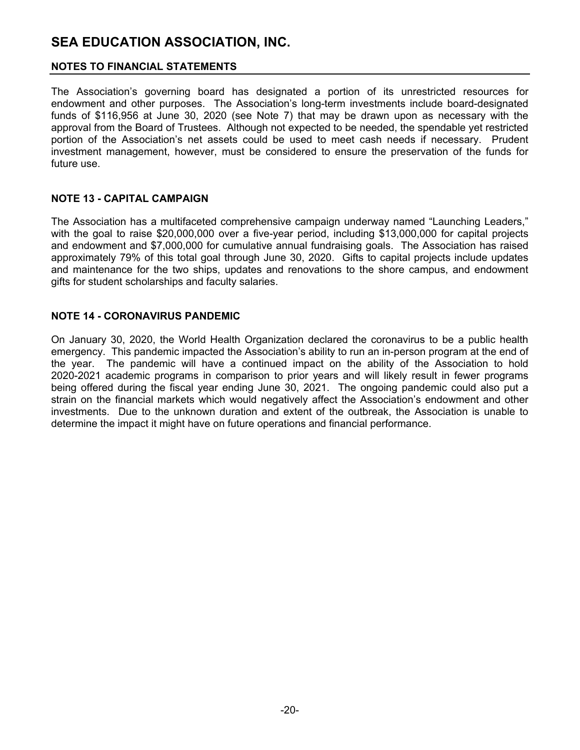The Association's governing board has designated a portion of its unrestricted resources for endowment and other purposes. The Association's long-term investments include board-designated funds of $116,956 at June 30, 2020 (see Note 7) that may be drawn upon as necessary with the approval from the Board of Trustees. Although not expected to be needed, the spendable yet restricted portion of the Association's net assets could be used to meet cash needs if necessary. Prudent investment management, however, must be considered to ensure the preservation of the funds for future use.

### NOTE 13 - CAPITAL CAMPAIGN

The Association has a multifaceted comprehensive campaign underway named "Launching Leaders," with the goal to raise $20,000,000 over a five-year period, including $13,000,000 for capital projects and endowment and $7,000,000 for cumulative annual fundraising goals. The Association has raised approximately 79% of this total goal through June 30, 2020. Gifts to capital projects include updates and maintenance for the two ships, updates and renovations to the shore campus, and endowment gifts for student scholarships and faculty salaries.

### NOTE 14 - CORONAVIRUS PANDEMIC

On January 30, 2020, the World Health Organization declared the coronavirus to be a public health emergency. This pandemic impacted the Association's ability to run an in-person program at the end of the year. The pandemic will have a continued impact on the ability of the Association to hold 2020-2021 academic programs in comparison to prior years and will likely result in fewer programs being offered during the fiscal year ending June 30, 2021. The ongoing pandemic could also put a strain on the financial markets which would negatively affect the Association's endowment and other investments. Due to the unknown duration and extent of the outbreak, the Association is unable to determine the impact it might have on future operations and financial performance.